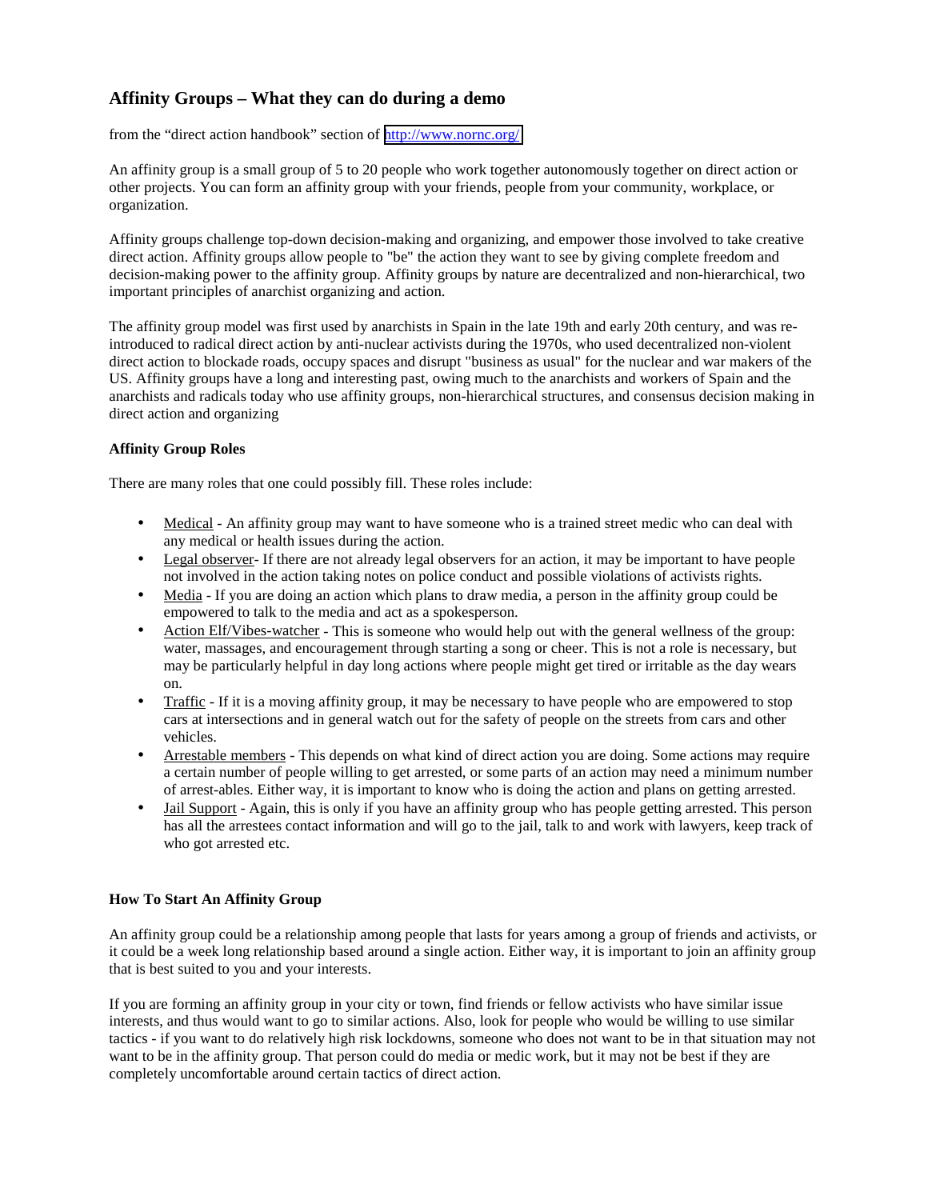## Affinity Groups – What they can do during a demo

from the “direct action handbook” section of [http://www.nornc.org/](http://www.nornc.org/)

An affinity group is a small group of 5 to 20 people who work together autonomously together on direct action or other projects. You can form an affinity group with your friends, people from your community, workplace, or organization.

Affinity groups challenge top-down decision-making and organizing, and empower those involved to take creative direct action. Affinity groups allow people to "be" the action they want to see by giving complete freedom and decision-making power to the affinity group. Affinity groups by nature are decentralized and non-hierarchical, two important principles of anarchist organizing and action.

The affinity group model was first used by anarchists in Spain in the late 19th and early 20th century, and was re-introduced to radical direct action by anti-nuclear activists during the 1970s, who used decentralized non-violent direct action to blockade roads, occupy spaces and disrupt "business as usual" for the nuclear and war makers of the US. Affinity groups have a long and interesting past, owing much to the anarchists and workers of Spain and the anarchists and radicals today who use affinity groups, non-hierarchical structures, and consensus decision making in direct action and organizing

### Affinity Group Roles

There are many roles that one could possibly fill. These roles include:

- Medical - An affinity group may want to have someone who is a trained street medic who can deal with any medical or health issues during the action.
- Legal observer- If there are not already legal observers for an action, it may be important to have people not involved in the action taking notes on police conduct and possible violations of activists rights.
- Media - If you are doing an action which plans to draw media, a person in the affinity group could be empowered to talk to the media and act as a spokesperson.
- Action Elf/Vibes-watcher - This is someone who would help out with the general wellness of the group: water, massages, and encouragement through starting a song or cheer. This is not a role is necessary, but may be particularly helpful in day long actions where people might get tired or irritable as the day wears on.
- Traffic - If it is a moving affinity group, it may be necessary to have people who are empowered to stop cars at intersections and in general watch out for the safety of people on the streets from cars and other vehicles.
- Arrestable members - This depends on what kind of direct action you are doing. Some actions may require a certain number of people willing to get arrested, or some parts of an action may need a minimum number of arrest-ables. Either way, it is important to know who is doing the action and plans on getting arrested.
- Jail Support - Again, this is only if you have an affinity group who has people getting arrested. This person has all the arrestees contact information and will go to the jail, talk to and work with lawyers, keep track of who got arrested etc.

### How To Start An Affinity Group

An affinity group could be a relationship among people that lasts for years among a group of friends and activists, or it could be a week long relationship based around a single action. Either way, it is important to join an affinity group that is best suited to you and your interests.

If you are forming an affinity group in your city or town, find friends or fellow activists who have similar issue interests, and thus would want to go to similar actions. Also, look for people who would be willing to use similar tactics - if you want to do relatively high risk lockdowns, someone who does not want to be in that situation may not want to be in the affinity group. That person could do media or medic work, but it may not be best if they are completely uncomfortable around certain tactics of direct action.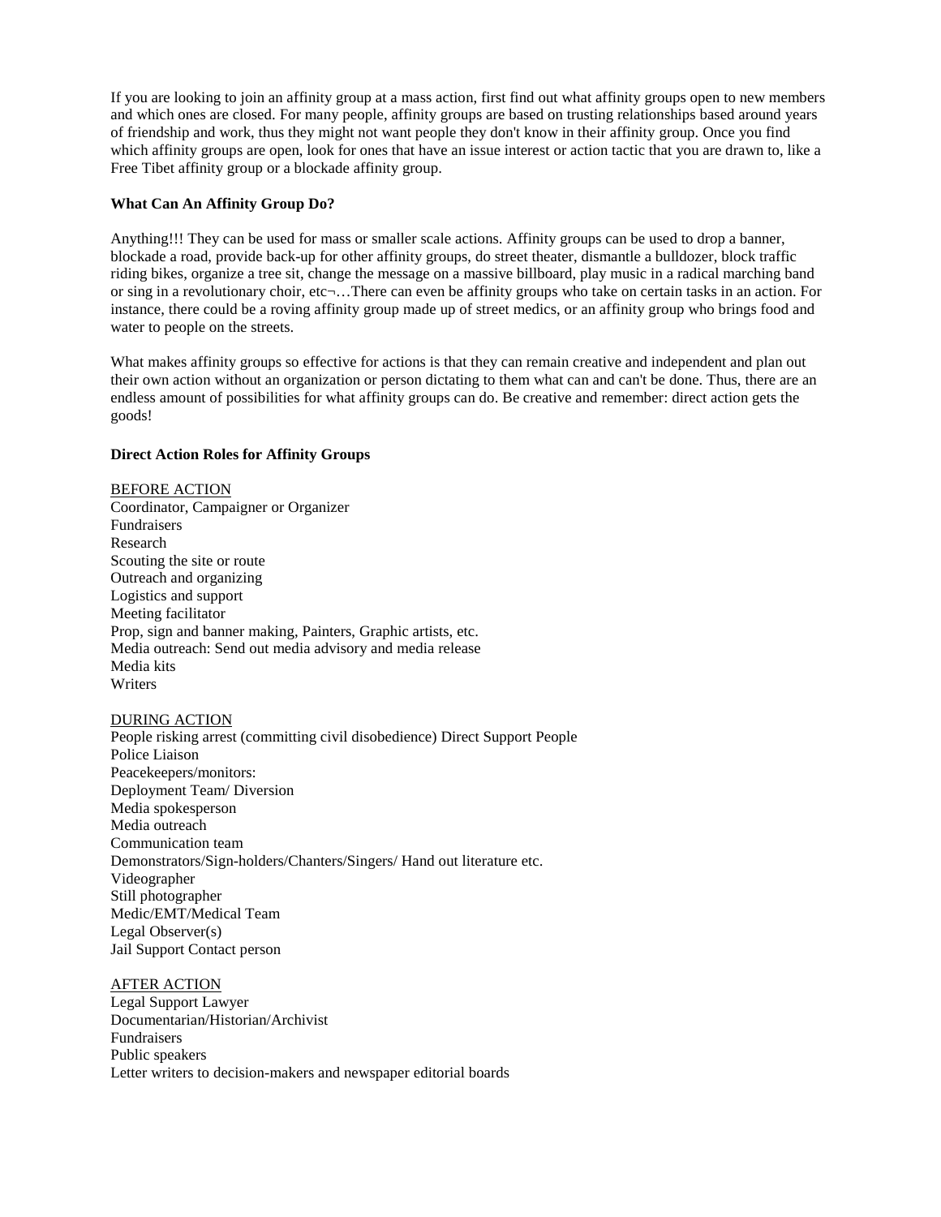If you are looking to join an affinity group at a mass action, first find out what affinity groups open to new members and which ones are closed. For many people, affinity groups are based on trusting relationships based around years of friendship and work, thus they might not want people they don't know in their affinity group. Once you find which affinity groups are open, look for ones that have an issue interest or action tactic that you are drawn to, like a Free Tibet affinity group or a blockade affinity group.

**What Can An Affinity Group Do?**

Anything!!! They can be used for mass or smaller scale actions. Affinity groups can be used to drop a banner, blockade a road, provide back-up for other affinity groups, do street theater, dismantle a bulldozer, block traffic riding bikes, organize a tree sit, change the message on a massive billboard, play music in a radical marching band or sing in a revolutionary choir, etc¬…There can even be affinity groups who take on certain tasks in an action. For instance, there could be a roving affinity group made up of street medics, or an affinity group who brings food and water to people on the streets.

What makes affinity groups so effective for actions is that they can remain creative and independent and plan out their own action without an organization or person dictating to them what can and can't be done. Thus, there are an endless amount of possibilities for what affinity groups can do. Be creative and remember: direct action gets the goods!

**Direct Action Roles for Affinity Groups**

<u>BEFORE ACTION</u>
Coordinator, Campaigner or Organizer
Fundraisers
Research
Scouting the site or route
Outreach and organizing
Logistics and support
Meeting facilitator
Prop, sign and banner making, Painters, Graphic artists, etc.
Media outreach: Send out media advisory and media release
Media kits
Writers

<u>DURING ACTION</u>
People risking arrest (committing civil disobedience) Direct Support People
Police Liaison
Peacekeepers/monitors:
Deployment Team/ Diversion
Media spokesperson
Media outreach
Communication team
Demonstrators/Sign-holders/Chanters/Singers/ Hand out literature etc.
Videographer
Still photographer
Medic/EMT/Medical Team
Legal Observer(s)
Jail Support Contact person

<u>AFTER ACTION</u>
Legal Support Lawyer
Documentarian/Historian/Archivist
Fundraisers
Public speakers
Letter writers to decision-makers and newspaper editorial boards